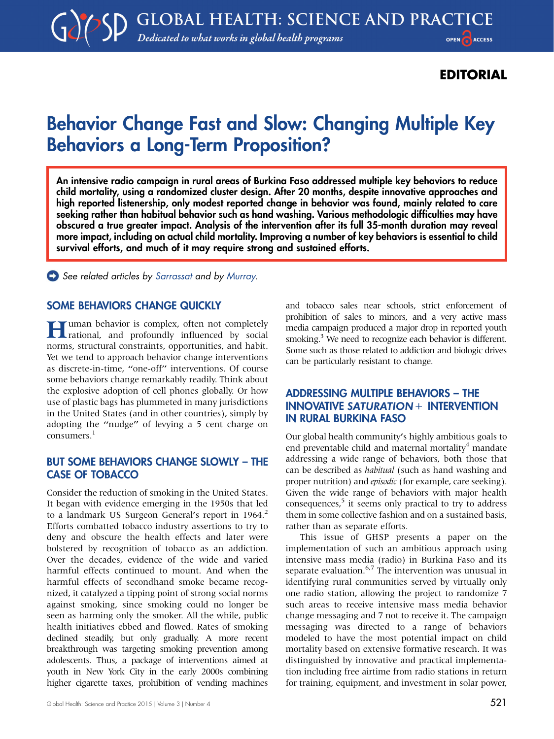**EDITORIAL**

# Behavior Change Fast and Slow: Changing Multiple Key Behaviors a Long-Term Proposition?

**An intensive radio campaign in rural areas of Burkina Faso addressed multiple key behaviors to reduce child mortality, using a randomized cluster design. After 20 months, despite innovative approaches and high reported listenership, only modest reported change in behavior was found, mainly related to care seeking rather than habitual behavior such as hand washing. Various methodologic difficulties may have obscured a true greater impact. Analysis of the intervention after its full 35-month duration may reveal more impact, including on actual child mortality. Improving a number of key behaviors is essential to child survival efforts, and much of it may require strong and sustained efforts.**

*See related articles by Sarrassat and by Murray.*

## SOME BEHAVIORS CHANGE QUICKLY

Human behavior is complex, often not completely rational, and profoundly influenced by social norms, structural constraints, opportunities, and habit. Yet we tend to approach behavior change interventions as discrete-in-time, "one-off" interventions. Of course some behaviors change remarkably readily. Think about the explosive adoption of cell phones globally. Or how use of plastic bags has plummeted in many jurisdictions in the United States (and in other countries), simply by adopting the "nudge" of levying a 5 cent charge on consumers.[1]

## BUT SOME BEHAVIORS CHANGE SLOWLY – THE CASE OF TOBACCO

Consider the reduction of smoking in the United States. It began with evidence emerging in the 1950s that led to a landmark US Surgeon General's report in 1964.[2] Efforts combatted tobacco industry assertions to try to deny and obscure the health effects and later were bolstered by recognition of tobacco as an addiction. Over the decades, evidence of the wide and varied harmful effects continued to mount. And when the harmful effects of secondhand smoke became recognized, it catalyzed a tipping point of strong social norms against smoking, since smoking could no longer be seen as harming only the smoker. All the while, public health initiatives ebbed and flowed. Rates of smoking declined steadily, but only gradually. A more recent breakthrough was targeting smoking prevention among adolescents. Thus, a package of interventions aimed at youth in New York City in the early 2000s combining higher cigarette taxes, prohibition of vending machines and tobacco sales near schools, strict enforcement of prohibition of sales to minors, and a very active mass media campaign produced a major drop in reported youth smoking.[3] We need to recognize each behavior is different. Some such as those related to addiction and biologic drives can be particularly resistant to change.

## ADDRESSING MULTIPLE BEHAVIORS – THE INNOVATIVE *SATURATION*+ INTERVENTION IN RURAL BURKINA FASO

Our global health community's highly ambitious goals to end preventable child and maternal mortality[4] mandate addressing a wide range of behaviors, both those that can be described as *habitual* (such as hand washing and proper nutrition) and *episodic* (for example, care seeking). Given the wide range of behaviors with major health consequences,[5] it seems only practical to try to address them in some collective fashion and on a sustained basis, rather than as separate efforts.

This issue of GHSP presents a paper on the implementation of such an ambitious approach using intensive mass media (radio) in Burkina Faso and its separate evaluation.[6,7] The intervention was unusual in identifying rural communities served by virtually only one radio station, allowing the project to randomize 7 such areas to receive intensive mass media behavior change messaging and 7 not to receive it. The campaign messaging was directed to a range of behaviors modeled to have the most potential impact on child mortality based on extensive formative research. It was distinguished by innovative and practical implementation including free airtime from radio stations in return for training, equipment, and investment in solar power,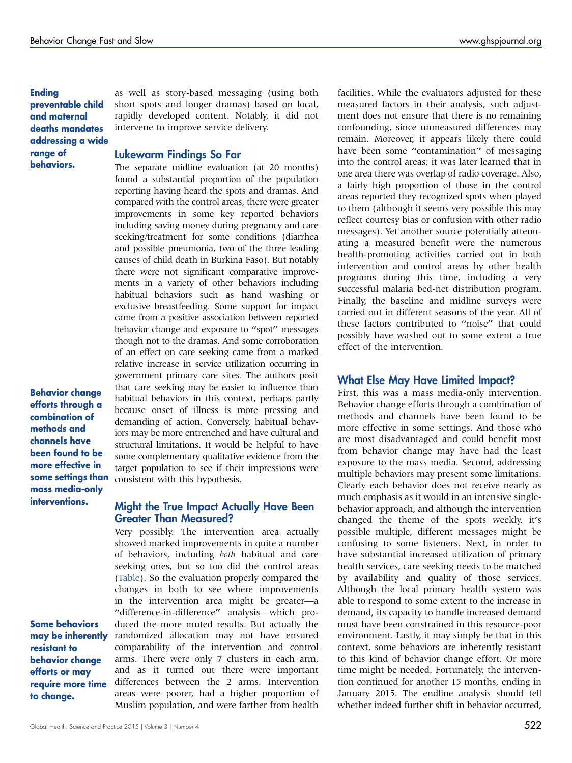**Ending preventable child and maternal deaths mandates addressing a wide range of behaviors.**

as well as story-based messaging (using both short spots and longer dramas) based on local, rapidly developed content. Notably, it did not intervene to improve service delivery.

## Lukewarm Findings So Far

The separate midline evaluation (at 20 months) found a substantial proportion of the population reporting having heard the spots and dramas. And compared with the control areas, there were greater improvements in some key reported behaviors including saving money during pregnancy and care seeking/treatment for some conditions (diarrhea and possible pneumonia, two of the three leading causes of child death in Burkina Faso). But notably there were not significant comparative improvements in a variety of other behaviors including habitual behaviors such as hand washing or exclusive breastfeeding. Some support for impact came from a positive association between reported behavior change and exposure to "spot" messages though not to the dramas. And some corroboration of an effect on care seeking came from a marked relative increase in service utilization occurring in government primary care sites. The authors posit that care seeking may be easier to influence than habitual behaviors in this context, perhaps partly because onset of illness is more pressing and demanding of action. Conversely, habitual behaviors may be more entrenched and have cultural and structural limitations. It would be helpful to have some complementary qualitative evidence from the target population to see if their impressions were consistent with this hypothesis.

**Behavior change efforts through a combination of methods and channels have been found to be more effective in some settings than mass media-only interventions.**

## Might the True Impact Actually Have Been Greater Than Measured?

Very possibly. The intervention area actually showed marked improvements in quite a number of behaviors, including *both* habitual and care seeking ones, but so too did the control areas (Table). So the evaluation properly compared the changes in both to see where improvements in the intervention area might be greater—a "difference-in-difference" analysis—which produced the more muted results. But actually the randomized allocation may not have ensured comparability of the intervention and control arms. There were only 7 clusters in each arm, and as it turned out there were important differences between the 2 arms. Intervention areas were poorer, had a higher proportion of Muslim population, and were farther from health facilities. While the evaluators adjusted for these measured factors in their analysis, such adjustment does not ensure that there is no remaining confounding, since unmeasured differences may remain. Moreover, it appears likely there could have been some "contamination" of messaging into the control areas; it was later learned that in one area there was overlap of radio coverage. Also, a fairly high proportion of those in the control areas reported they recognized spots when played to them (although it seems very possible this may reflect courtesy bias or confusion with other radio messages). Yet another source potentially attenuating a measured benefit were the numerous health-promoting activities carried out in both intervention and control areas by other health programs during this time, including a very successful malaria bed-net distribution program. Finally, the baseline and midline surveys were carried out in different seasons of the year. All of these factors contributed to "noise" that could possibly have washed out to some extent a true effect of the intervention.

**Some behaviors may be inherently resistant to behavior change efforts or may require more time to change.**

## What Else May Have Limited Impact?

First, this was a mass media-only intervention. Behavior change efforts through a combination of methods and channels have been found to be more effective in some settings. And those who are most disadvantaged and could benefit most from behavior change may have had the least exposure to the mass media. Second, addressing multiple behaviors may present some limitations. Clearly each behavior does not receive nearly as much emphasis as it would in an intensive single-behavior approach, and although the intervention changed the theme of the spots weekly, it's possible multiple, different messages might be confusing to some listeners. Next, in order to have substantial increased utilization of primary health services, care seeking needs to be matched by availability and quality of those services. Although the local primary health system was able to respond to some extent to the increase in demand, its capacity to handle increased demand must have been constrained in this resource-poor environment. Lastly, it may simply be that in this context, some behaviors are inherently resistant to this kind of behavior change effort. Or more time might be needed. Fortunately, the intervention continued for another 15 months, ending in January 2015. The endline analysis should tell whether indeed further shift in behavior occurred,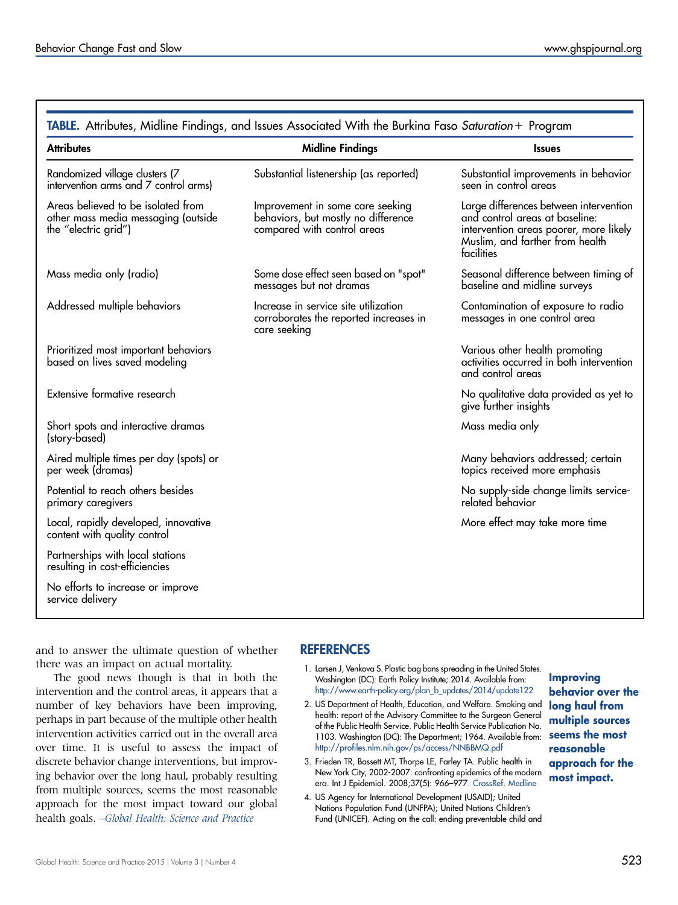**TABLE.** Attributes, Midline Findings, and Issues Associated With the Burkina Faso *Saturation+* Program

| Attributes | Midline Findings | Issues |
|---|---|---|
| Randomized village clusters (7 intervention arms and 7 control arms) | Substantial listenership (as reported) | Substantial improvements in behavior seen in control areas |
| Areas believed to be isolated from other mass media messaging (outside the "electric grid") | Improvement in some care seeking behaviors, but mostly no difference compared with control areas | Large differences between intervention and control areas at baseline: intervention areas poorer, more likely Muslim, and farther from health facilities |
| Mass media only (radio) | Some dose effect seen based on "spot" messages but not dramas | Seasonal difference between timing of baseline and midline surveys |
| Addressed multiple behaviors | Increase in service site utilization corroborates the reported increases in care seeking | Contamination of exposure to radio messages in one control area |
| Prioritized most important behaviors based on lives saved modeling | | Various other health promoting activities occurred in both intervention and control areas |
| Extensive formative research | | No qualitative data provided as yet to give further insights |
| Short spots and interactive dramas (story-based) | | Mass media only |
| Aired multiple times per day (spots) or per week (dramas) | | Many behaviors addressed; certain topics received more emphasis |
| Potential to reach others besides primary caregivers | | No supply-side change limits service-related behavior |
| Local, rapidly developed, innovative content with quality control | | More effect may take more time |
| Partnerships with local stations resulting in cost-efficiencies | | |
| No efforts to increase or improve service delivery | | |

and to answer the ultimate question of whether there was an impact on actual mortality.

The good news though is that in both the intervention and the control areas, it appears that a number of key behaviors have been improving, perhaps in part because of the multiple other health intervention activities carried out in the overall area over time. It is useful to assess the impact of discrete behavior change interventions, but improving behavior over the long haul, probably resulting from multiple sources, seems the most reasonable approach for the most impact toward our global health goals. *–Global Health: Science and Practice*

**Improving behavior over the long haul from multiple sources seems the most reasonable approach for the most impact.**

## REFERENCES

1. Larsen J, Venkova S. Plastic bag bans spreading in the United States. Washington (DC): Earth Policy Institute; 2014. Available from: http://www.earth-policy.org/plan_b_updates/2014/update122
2. US Department of Health, Education, and Welfare. Smoking and health: report of the Advisory Committee to the Surgeon General of the Public Health Service. Public Health Service Publication No. 1103. Washington (DC): The Department; 1964. Available from: http://profiles.nlm.nih.gov/ps/access/NNBBMQ.pdf
3. Frieden TR, Bassett MT, Thorpe LE, Farley TA. Public health in New York City, 2002-2007: confronting epidemics of the modern era. Int J Epidemiol. 2008;37(5): 966–977. CrossRef. Medline
4. US Agency for International Development (USAID); United Nations Population Fund (UNFPA); United Nations Children's Fund (UNICEF). Acting on the call: ending preventable child and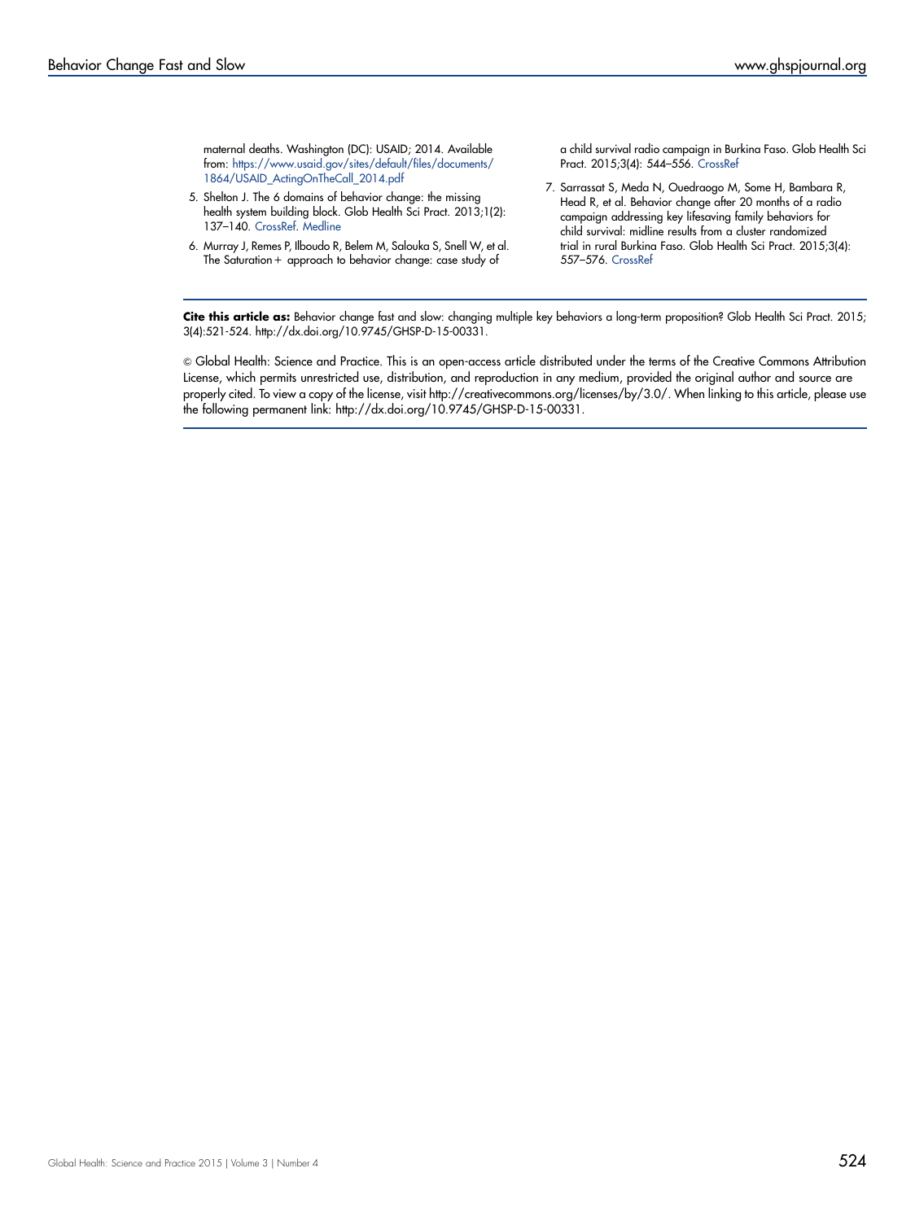maternal deaths. Washington (DC): USAID; 2014. Available from: https://www.usaid.gov/sites/default/files/documents/1864/USAID_ActingOnTheCall_2014.pdf

5. Shelton J. The 6 domains of behavior change: the missing health system building block. Glob Health Sci Pract. 2013;1(2): 137–140. CrossRef. Medline
6. Murray J, Remes P, Ilboudo R, Belem M, Salouka S, Snell W, et al. The Saturation+ approach to behavior change: case study of a child survival radio campaign in Burkina Faso. Glob Health Sci Pract. 2015;3(4): 544–556. CrossRef
7. Sarrassat S, Meda N, Ouedraogo M, Some H, Bambara R, Head R, et al. Behavior change after 20 months of a radio campaign addressing key lifesaving family behaviors for child survival: midline results from a cluster randomized trial in rural Burkina Faso. Glob Health Sci Pract. 2015;3(4): 557–576. CrossRef

---

**Cite this article as:** Behavior change fast and slow: changing multiple key behaviors a long-term proposition? Glob Health Sci Pract. 2015; 3(4):521-524. http://dx.doi.org/10.9745/GHSP-D-15-00331.

© Global Health: Science and Practice. This is an open-access article distributed under the terms of the Creative Commons Attribution License, which permits unrestricted use, distribution, and reproduction in any medium, provided the original author and source are properly cited. To view a copy of the license, visit http://creativecommons.org/licenses/by/3.0/. When linking to this article, please use the following permanent link: http://dx.doi.org/10.9745/GHSP-D-15-00331.